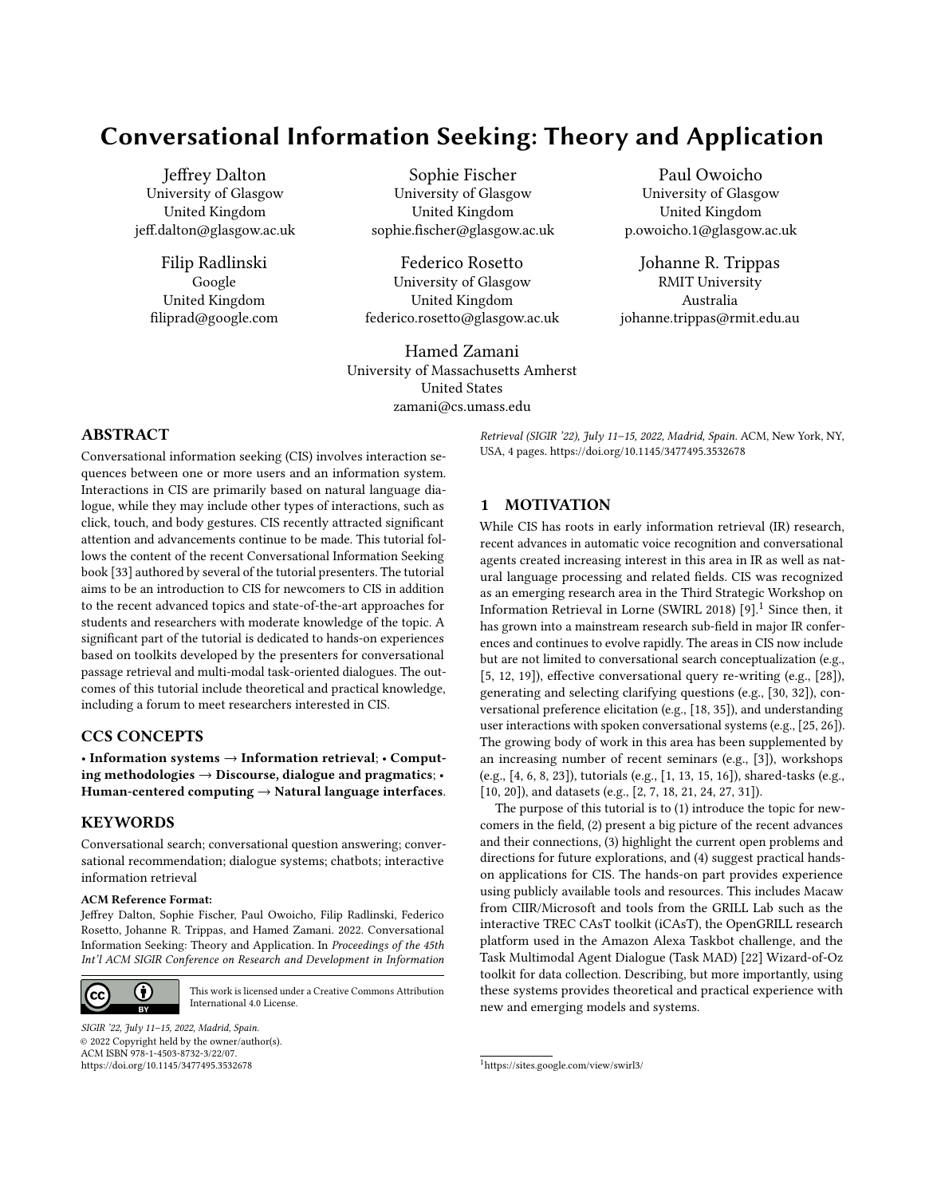# Conversational Information Seeking: Theory and Application

Jeffrey Dalton
University of Glasgow
United Kingdom
jeff.dalton@glasgow.ac.uk

Sophie Fischer
University of Glasgow
United Kingdom
sophie.fischer@glasgow.ac.uk

Paul Owoicho
University of Glasgow
United Kingdom
p.owoicho.1@glasgow.ac.uk

Filip Radlinski
Google
United Kingdom
filiprad@google.com

Federico Rosetto
University of Glasgow
United Kingdom
federico.rosetto@glasgow.ac.uk

Johanne R. Trippas
RMIT University
Australia
johanne.trippas@rmit.edu.au

Hamed Zamani
University of Massachusetts Amherst
United States
zamani@cs.umass.edu

## ABSTRACT

Conversational information seeking (CIS) involves interaction sequences between one or more users and an information system. Interactions in CIS are primarily based on natural language dialogue, while they may include other types of interactions, such as click, touch, and body gestures. CIS recently attracted significant attention and advancements continue to be made. This tutorial follows the content of the recent Conversational Information Seeking book [33] authored by several of the tutorial presenters. The tutorial aims to be an introduction to CIS for newcomers to CIS in addition to the recent advanced topics and state-of-the-art approaches for students and researchers with moderate knowledge of the topic. A significant part of the tutorial is dedicated to hands-on experiences based on toolkits developed by the presenters for conversational passage retrieval and multi-modal task-oriented dialogues. The outcomes of this tutorial include theoretical and practical knowledge, including a forum to meet researchers interested in CIS.

## CCS CONCEPTS

• **Information systems** → **Information retrieval**; • **Computing methodologies** → **Discourse, dialogue and pragmatics**; • **Human-centered computing** → **Natural language interfaces**.

## KEYWORDS

Conversational search; conversational question answering; conversational recommendation; dialogue systems; chatbots; interactive information retrieval

**ACM Reference Format:**

Jeffrey Dalton, Sophie Fischer, Paul Owoicho, Filip Radlinski, Federico Rosetto, Johanne R. Trippas, and Hamed Zamani. 2022. Conversational Information Seeking: Theory and Application. In *Proceedings of the 45th Int'l ACM SIGIR Conference on Research and Development in Information Retrieval (SIGIR '22), July 11–15, 2022, Madrid, Spain.* ACM, New York, NY, USA, 4 pages. https://doi.org/10.1145/3477495.3532678

This work is licensed under a Creative Commons Attribution International 4.0 License.

*SIGIR '22, July 11–15, 2022, Madrid, Spain.*
© 2022 Copyright held by the owner/author(s).
ACM ISBN 978-1-4503-8732-3/22/07.
https://doi.org/10.1145/3477495.3532678

## 1 MOTIVATION

While CIS has roots in early information retrieval (IR) research, recent advances in automatic voice recognition and conversational agents created increasing interest in this area in IR as well as natural language processing and related fields. CIS was recognized as an emerging research area in the Third Strategic Workshop on Information Retrieval in Lorne (SWIRL 2018) [9].[1] Since then, it has grown into a mainstream research sub-field in major IR conferences and continues to evolve rapidly. The areas in CIS now include but are not limited to conversational search conceptualization (e.g., [5, 12, 19]), effective conversational query re-writing (e.g., [28]), generating and selecting clarifying questions (e.g., [30, 32]), conversational preference elicitation (e.g., [18, 35]), and understanding user interactions with spoken conversational systems (e.g., [25, 26]). The growing body of work in this area has been supplemented by an increasing number of recent seminars (e.g., [3]), workshops (e.g., [4, 6, 8, 23]), tutorials (e.g., [1, 13, 15, 16]), shared-tasks (e.g., [10, 20]), and datasets (e.g., [2, 7, 18, 21, 24, 27, 31]).

The purpose of this tutorial is to (1) introduce the topic for newcomers in the field, (2) present a big picture of the recent advances and their connections, (3) highlight the current open problems and directions for future explorations, and (4) suggest practical hands-on applications for CIS. The hands-on part provides experience using publicly available tools and resources. This includes Macaw from CIIR/Microsoft and tools from the GRILL Lab such as the interactive TREC CAsT toolkit (iCAsT), the OpenGRILL research platform used in the Amazon Alexa Taskbot challenge, and the Task Multimodal Agent Dialogue (Task MAD) [22] Wizard-of-Oz toolkit for data collection. Describing, but more importantly, using these systems provides theoretical and practical experience with new and emerging models and systems.

[1] https://sites.google.com/view/swirl3/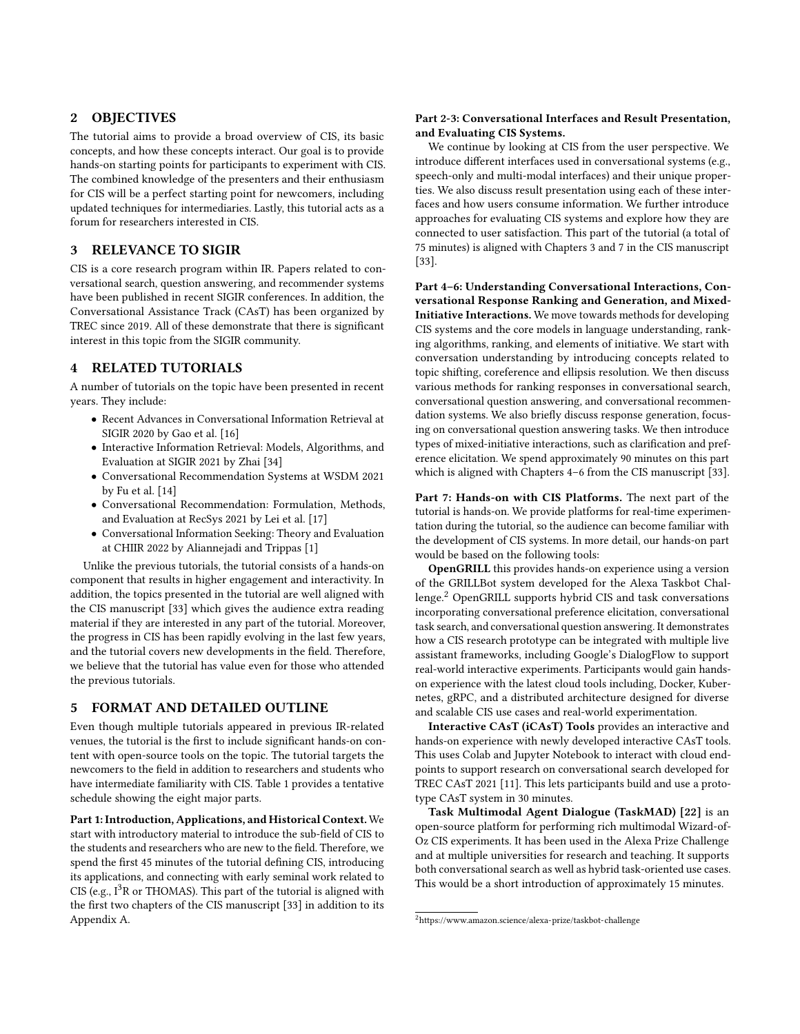## 2 OBJECTIVES

The tutorial aims to provide a broad overview of CIS, its basic concepts, and how these concepts interact. Our goal is to provide hands-on starting points for participants to experiment with CIS. The combined knowledge of the presenters and their enthusiasm for CIS will be a perfect starting point for newcomers, including updated techniques for intermediaries. Lastly, this tutorial acts as a forum for researchers interested in CIS.

## 3 RELEVANCE TO SIGIR

CIS is a core research program within IR. Papers related to conversational search, question answering, and recommender systems have been published in recent SIGIR conferences. In addition, the Conversational Assistance Track (CAsT) has been organized by TREC since 2019. All of these demonstrate that there is significant interest in this topic from the SIGIR community.

## 4 RELATED TUTORIALS

A number of tutorials on the topic have been presented in recent years. They include:

- Recent Advances in Conversational Information Retrieval at SIGIR 2020 by Gao et al. [16]
- Interactive Information Retrieval: Models, Algorithms, and Evaluation at SIGIR 2021 by Zhai [34]
- Conversational Recommendation Systems at WSDM 2021 by Fu et al. [14]
- Conversational Recommendation: Formulation, Methods, and Evaluation at RecSys 2021 by Lei et al. [17]
- Conversational Information Seeking: Theory and Evaluation at CHIIR 2022 by Aliannejadi and Trippas [1]

Unlike the previous tutorials, the tutorial consists of a hands-on component that results in higher engagement and interactivity. In addition, the topics presented in the tutorial are well aligned with the CIS manuscript [33] which gives the audience extra reading material if they are interested in any part of the tutorial. Moreover, the progress in CIS has been rapidly evolving in the last few years, and the tutorial covers new developments in the field. Therefore, we believe that the tutorial has value even for those who attended the previous tutorials.

## 5 FORMAT AND DETAILED OUTLINE

Even though multiple tutorials appeared in previous IR-related venues, the tutorial is the first to include significant hands-on content with open-source tools on the topic. The tutorial targets the newcomers to the field in addition to researchers and students who have intermediate familiarity with CIS. Table 1 provides a tentative schedule showing the eight major parts.

**Part 1: Introduction, Applications, and Historical Context.** We start with introductory material to introduce the sub-field of CIS to the students and researchers who are new to the field. Therefore, we spend the first 45 minutes of the tutorial defining CIS, introducing its applications, and connecting with early seminal work related to CIS (e.g., I$^3$R or THOMAS). This part of the tutorial is aligned with the first two chapters of the CIS manuscript [33] in addition to its Appendix A.

**Part 2-3: Conversational Interfaces and Result Presentation, and Evaluating CIS Systems.**

We continue by looking at CIS from the user perspective. We introduce different interfaces used in conversational systems (e.g., speech-only and multi-modal interfaces) and their unique properties. We also discuss result presentation using each of these interfaces and how users consume information. We further introduce approaches for evaluating CIS systems and explore how they are connected to user satisfaction. This part of the tutorial (a total of 75 minutes) is aligned with Chapters 3 and 7 in the CIS manuscript [33].

**Part 4–6: Understanding Conversational Interactions, Conversational Response Ranking and Generation, and Mixed-Initiative Interactions.** We move towards methods for developing CIS systems and the core models in language understanding, ranking algorithms, ranking, and elements of initiative. We start with conversation understanding by introducing concepts related to topic shifting, coreference and ellipsis resolution. We then discuss various methods for ranking responses in conversational search, conversational question answering, and conversational recommendation systems. We also briefly discuss response generation, focusing on conversational question answering tasks. We then introduce types of mixed-initiative interactions, such as clarification and preference elicitation. We spend approximately 90 minutes on this part which is aligned with Chapters 4–6 from the CIS manuscript [33].

**Part 7: Hands-on with CIS Platforms.** The next part of the tutorial is hands-on. We provide platforms for real-time experimentation during the tutorial, so the audience can become familiar with the development of CIS systems. In more detail, our hands-on part would be based on the following tools:

**OpenGRILL** this provides hands-on experience using a version of the GRILLBot system developed for the Alexa Taskbot Challenge.[2] OpenGRILL supports hybrid CIS and task conversations incorporating conversational preference elicitation, conversational task search, and conversational question answering. It demonstrates how a CIS research prototype can be integrated with multiple live assistant frameworks, including Google's DialogFlow to support real-world interactive experiments. Participants would gain hands-on experience with the latest cloud tools including, Docker, Kubernetes, gRPC, and a distributed architecture designed for diverse and scalable CIS use cases and real-world experimentation.

**Interactive CAsT (iCAsT) Tools** provides an interactive and hands-on experience with newly developed interactive CAsT tools. This uses Colab and Jupyter Notebook to interact with cloud endpoints to support research on conversational search developed for TREC CAsT 2021 [11]. This lets participants build and use a prototype CAsT system in 30 minutes.

**Task Multimodal Agent Dialogue (TaskMAD) [22]** is an open-source platform for performing rich multimodal Wizard-of-Oz CIS experiments. It has been used in the Alexa Prize Challenge and at multiple universities for research and teaching. It supports both conversational search as well as hybrid task-oriented use cases. This would be a short introduction of approximately 15 minutes.

[2] https://www.amazon.science/alexa-prize/taskbot-challenge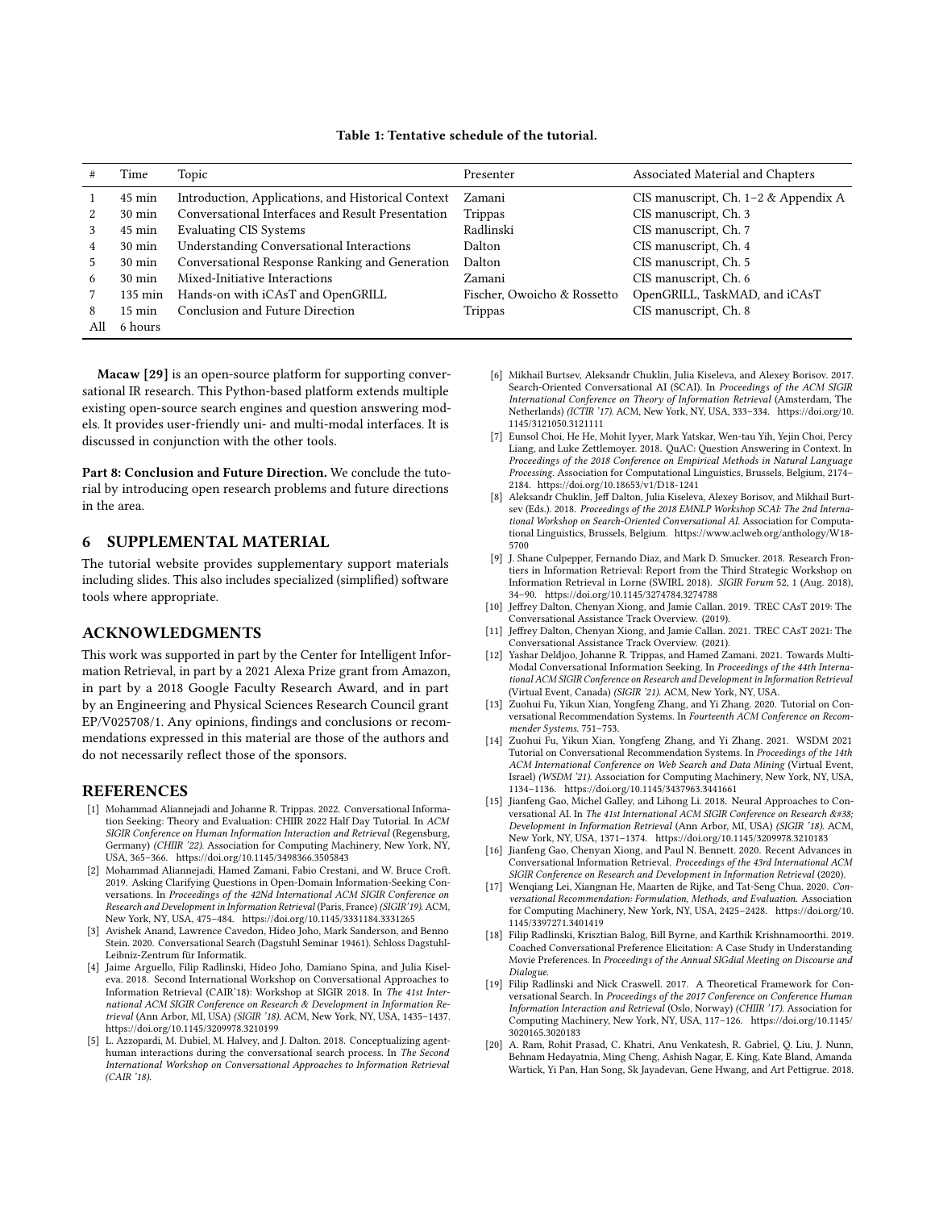**Table 1: Tentative schedule of the tutorial.**

| # | Time | Topic | Presenter | Associated Material and Chapters |
|---|---|---|---|---|
| 1 | 45 min | Introduction, Applications, and Historical Context | Zamani | CIS manuscript, Ch. 1–2 & Appendix A |
| 2 | 30 min | Conversational Interfaces and Result Presentation | Trippas | CIS manuscript, Ch. 3 |
| 3 | 45 min | Evaluating CIS Systems | Radlinski | CIS manuscript, Ch. 7 |
| 4 | 30 min | Understanding Conversational Interactions | Dalton | CIS manuscript, Ch. 4 |
| 5 | 30 min | Conversational Response Ranking and Generation | Dalton | CIS manuscript, Ch. 5 |
| 6 | 30 min | Mixed-Initiative Interactions | Zamani | CIS manuscript, Ch. 6 |
| 7 | 135 min | Hands-on with iCAsT and OpenGRILL | Fischer, Owoicho & Rossetto | OpenGRILL, TaskMAD, and iCAsT |
| 8 | 15 min | Conclusion and Future Direction | Trippas | CIS manuscript, Ch. 8 |
| All | 6 hours | | | |

**Macaw [29]** is an open-source platform for supporting conversational IR research. This Python-based platform extends multiple existing open-source search engines and question answering models. It provides user-friendly uni- and multi-modal interfaces. It is discussed in conjunction with the other tools.

**Part 8: Conclusion and Future Direction.** We conclude the tutorial by introducing open research problems and future directions in the area.

## 6 SUPPLEMENTAL MATERIAL

The tutorial website provides supplementary support materials including slides. This also includes specialized (simplified) software tools where appropriate.

## ACKNOWLEDGMENTS

This work was supported in part by the Center for Intelligent Information Retrieval, in part by a 2021 Alexa Prize grant from Amazon, in part by a 2018 Google Faculty Research Award, and in part by an Engineering and Physical Sciences Research Council grant EP/V025708/1. Any opinions, findings and conclusions or recommendations expressed in this material are those of the authors and do not necessarily reflect those of the sponsors.

## REFERENCES

- [1] Mohammad Aliannejadi and Johanne R. Trippas. 2022. Conversational Information Seeking: Theory and Evaluation: CHIIR 2022 Half Day Tutorial. In *ACM SIGIR Conference on Human Information Interaction and Retrieval* (Regensburg, Germany) *(CHIIR '22)*. Association for Computing Machinery, New York, NY, USA, 365–366. https://doi.org/10.1145/3498366.3505843
- [2] Mohammad Aliannejadi, Hamed Zamani, Fabio Crestani, and W. Bruce Croft. 2019. Asking Clarifying Questions in Open-Domain Information-Seeking Conversations. In *Proceedings of the 42Nd International ACM SIGIR Conference on Research and Development in Information Retrieval* (Paris, France) *(SIGIR'19)*. ACM, New York, NY, USA, 475–484. https://doi.org/10.1145/3331184.3331265
- [3] Avishek Anand, Lawrence Cavedon, Hideo Joho, Mark Sanderson, and Benno Stein. 2020. Conversational Search (Dagstuhl Seminar 19461). Schloss Dagstuhl-Leibniz-Zentrum für Informatik.
- [4] Jaime Arguello, Filip Radlinski, Hideo Joho, Damiano Spina, and Julia Kiseleva. 2018. Second International Workshop on Conversational Approaches to Information Retrieval (CAIR'18): Workshop at SIGIR 2018. In *The 41st International ACM SIGIR Conference on Research & Development in Information Retrieval* (Ann Arbor, MI, USA) *(SIGIR '18)*. ACM, New York, NY, USA, 1435–1437. https://doi.org/10.1145/3209978.3210199
- [5] L. Azzopardi, M. Dubiel, M. Halvey, and J. Dalton. 2018. Conceptualizing agent-human interactions during the conversational search process. In *The Second International Workshop on Conversational Approaches to Information Retrieval (CAIR '18)*.
- [6] Mikhail Burtsev, Aleksandr Chuklin, Julia Kiseleva, and Alexey Borisov. 2017. Search-Oriented Conversational AI (SCAI). In *Proceedings of the ACM SIGIR International Conference on Theory of Information Retrieval* (Amsterdam, The Netherlands) *(ICTIR '17)*. ACM, New York, NY, USA, 333–334. https://doi.org/10.1145/3121050.3121111
- [7] Eunsol Choi, He He, Mohit Iyyer, Mark Yatskar, Wen-tau Yih, Yejin Choi, Percy Liang, and Luke Zettlemoyer. 2018. QuAC: Question Answering in Context. In *Proceedings of the 2018 Conference on Empirical Methods in Natural Language Processing*. Association for Computational Linguistics, Brussels, Belgium, 2174–2184. https://doi.org/10.18653/v1/D18-1241
- [8] Aleksandr Chuklin, Jeff Dalton, Julia Kiseleva, Alexey Borisov, and Mikhail Burtsev (Eds.). 2018. *Proceedings of the 2018 EMNLP Workshop SCAI: The 2nd International Workshop on Search-Oriented Conversational AI*. Association for Computational Linguistics, Brussels, Belgium. https://www.aclweb.org/anthology/W18-5700
- [9] J. Shane Culpepper, Fernando Diaz, and Mark D. Smucker. 2018. Research Frontiers in Information Retrieval: Report from the Third Strategic Workshop on Information Retrieval in Lorne (SWIRL 2018). *SIGIR Forum* 52, 1 (Aug. 2018), 34–90. https://doi.org/10.1145/3274784.3274788
- [10] Jeffrey Dalton, Chenyan Xiong, and Jamie Callan. 2019. TREC CAsT 2019: The Conversational Assistance Track Overview. (2019).
- [11] Jeffrey Dalton, Chenyan Xiong, and Jamie Callan. 2021. TREC CAsT 2021: The Conversational Assistance Track Overview. (2021).
- [12] Yashar Deldjoo, Johanne R. Trippas, and Hamed Zamani. 2021. Towards Multi-Modal Conversational Information Seeking. In *Proceedings of the 44th International ACM SIGIR Conference on Research and Development in Information Retrieval* (Virtual Event, Canada) *(SIGIR '21)*. ACM, New York, NY, USA.
- [13] Zuohui Fu, Yikun Xian, Yongfeng Zhang, and Yi Zhang. 2020. Tutorial on Conversational Recommendation Systems. In *Fourteenth ACM Conference on Recommender Systems*. 751–753.
- [14] Zuohui Fu, Yikun Xian, Yongfeng Zhang, and Yi Zhang. 2021. WSDM 2021 Tutorial on Conversational Recommendation Systems. In *Proceedings of the 14th ACM International Conference on Web Search and Data Mining* (Virtual Event, Israel) *(WSDM '21)*. Association for Computing Machinery, New York, NY, USA, 1134–1136. https://doi.org/10.1145/3437963.3441661
- [15] Jianfeng Gao, Michel Galley, and Lihong Li. 2018. Neural Approaches to Conversational AI. In *The 41st International ACM SIGIR Conference on Research &#38; Development in Information Retrieval* (Ann Arbor, MI, USA) *(SIGIR '18)*. ACM, New York, NY, USA, 1371–1374. https://doi.org/10.1145/3209978.3210183
- [16] Jianfeng Gao, Chenyan Xiong, and Paul N. Bennett. 2020. Recent Advances in Conversational Information Retrieval. *Proceedings of the 43rd International ACM SIGIR Conference on Research and Development in Information Retrieval* (2020).
- [17] Wenqiang Lei, Xiangnan He, Maarten de Rijke, and Tat-Seng Chua. 2020. *Conversational Recommendation: Formulation, Methods, and Evaluation*. Association for Computing Machinery, New York, NY, USA, 2425–2428. https://doi.org/10.1145/3397271.3401419
- [18] Filip Radlinski, Krisztian Balog, Bill Byrne, and Karthik Krishnamoorthi. 2019. Coached Conversational Preference Elicitation: A Case Study in Understanding Movie Preferences. In *Proceedings of the Annual SIGdial Meeting on Discourse and Dialogue*.
- [19] Filip Radlinski and Nick Craswell. 2017. A Theoretical Framework for Conversational Search. In *Proceedings of the 2017 Conference on Conference Human Information Interaction and Retrieval* (Oslo, Norway) *(CHIIR '17)*. Association for Computing Machinery, New York, NY, USA, 117–126. https://doi.org/10.1145/3020165.3020183
- [20] A. Ram, Rohit Prasad, C. Khatri, Anu Venkatesh, R. Gabriel, Q. Liu, J. Nunn, Behnam Hedayatnia, Ming Cheng, Ashish Nagar, E. King, Kate Bland, Amanda Wartick, Yi Pan, Han Song, Sk Jayadevan, Gene Hwang, and Art Pettigrue. 2018.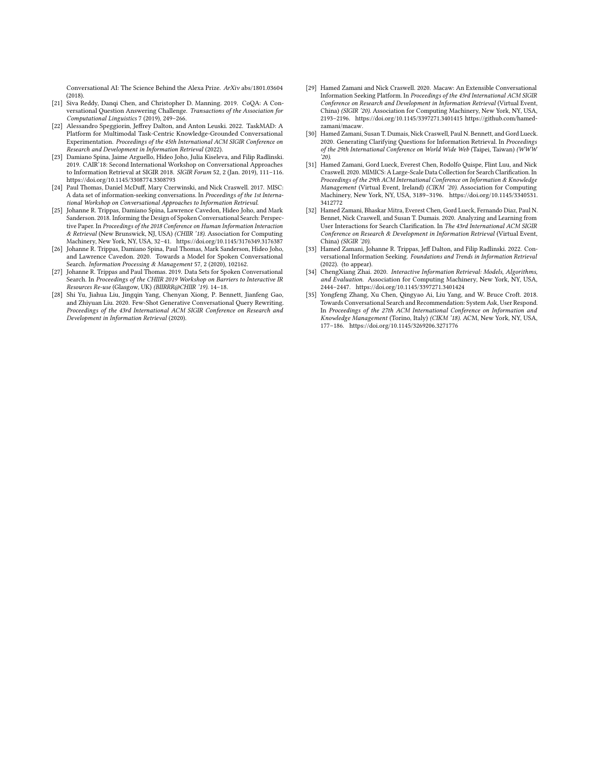Conversational AI: The Science Behind the Alexa Prize. *ArXiv* abs/1801.03604 (2018).

[21] Siva Reddy, Danqi Chen, and Christopher D. Manning. 2019. CoQA: A Conversational Question Answering Challenge. *Transactions of the Association for Computational Linguistics* 7 (2019), 249–266.

[22] Alessandro Speggiorin, Jeffrey Dalton, and Anton Leuski. 2022. TaskMAD: A Platform for Multimodal Task-Centric Knowledge-Grounded Conversational Experimentation. *Proceedings of the 45th International ACM SIGIR Conference on Research and Development in Information Retrieval* (2022).

[23] Damiano Spina, Jaime Arguello, Hideo Joho, Julia Kiseleva, and Filip Radlinski. 2019. CAIR'18: Second International Workshop on Conversational Approaches to Information Retrieval at SIGIR 2018. *SIGIR Forum* 52, 2 (Jan. 2019), 111–116. https://doi.org/10.1145/3308774.3308793

[24] Paul Thomas, Daniel McDuff, Mary Czerwinski, and Nick Craswell. 2017. MISC: A data set of information-seeking conversations. In *Proceedings of the 1st International Workshop on Conversational Approaches to Information Retrieval*.

[25] Johanne R. Trippas, Damiano Spina, Lawrence Cavedon, Hideo Joho, and Mark Sanderson. 2018. Informing the Design of Spoken Conversational Search: Perspective Paper. In *Proceedings of the 2018 Conference on Human Information Interaction & Retrieval* (New Brunswick, NJ, USA) *(CHIIR '18)*. Association for Computing Machinery, New York, NY, USA, 32–41. https://doi.org/10.1145/3176349.3176387

[26] Johanne R. Trippas, Damiano Spina, Paul Thomas, Mark Sanderson, Hideo Joho, and Lawrence Cavedon. 2020. Towards a Model for Spoken Conversational Search. *Information Processing & Management* 57, 2 (2020), 102162.

[27] Johanne R. Trippas and Paul Thomas. 2019. Data Sets for Spoken Conversational Search. In *Proceedings of the CHIIR 2019 Workshop on Barriers to Interactive IR Resources Re-use* (Glasgow, UK) *(BIIRRR@CHIIR '19)*. 14–18.

[28] Shi Yu, Jiahua Liu, Jingqin Yang, Chenyan Xiong, P. Bennett, Jianfeng Gao, and Zhiyuan Liu. 2020. Few-Shot Generative Conversational Query Rewriting. *Proceedings of the 43rd International ACM SIGIR Conference on Research and Development in Information Retrieval* (2020).

[29] Hamed Zamani and Nick Craswell. 2020. Macaw: An Extensible Conversational Information Seeking Platform. In *Proceedings of the 43rd International ACM SIGIR Conference on Research and Development in Information Retrieval* (Virtual Event, China) *(SIGIR '20)*. Association for Computing Machinery, New York, NY, USA, 2193–2196. https://doi.org/10.1145/3397271.3401415 https://github.com/hamed-zamani/macaw.

[30] Hamed Zamani, Susan T. Dumais, Nick Craswell, Paul N. Bennett, and Gord Lueck. 2020. Generating Clarifying Questions for Information Retrieval. In *Proceedings of the 29th International Conference on World Wide Web* (Taipei, Taiwan) *(WWW '20)*.

[31] Hamed Zamani, Gord Lueck, Everest Chen, Rodolfo Quispe, Flint Luu, and Nick Craswell. 2020. MIMICS: A Large-Scale Data Collection for Search Clarification. In *Proceedings of the 29th ACM International Conference on Information & Knowledge Management* (Virtual Event, Ireland) *(CIKM '20)*. Association for Computing Machinery, New York, NY, USA, 3189–3196. https://doi.org/10.1145/3340531.3412772

[32] Hamed Zamani, Bhaskar Mitra, Everest Chen, Gord Lueck, Fernando Diaz, Paul N. Bennet, Nick Craswell, and Susan T. Dumais. 2020. Analyzing and Learning from User Interactions for Search Clarification. In *The 43rd International ACM SIGIR Conference on Research & Development in Information Retrieval* (Virtual Event, China) *(SIGIR '20)*.

[33] Hamed Zamani, Johanne R. Trippas, Jeff Dalton, and Filip Radlinski. 2022. Conversational Information Seeking. *Foundations and Trends in Information Retrieval* (2022). (to appear).

[34] ChengXiang Zhai. 2020. *Interactive Information Retrieval: Models, Algorithms, and Evaluation*. Association for Computing Machinery, New York, NY, USA, 2444–2447. https://doi.org/10.1145/3397271.3401424

[35] Yongfeng Zhang, Xu Chen, Qingyao Ai, Liu Yang, and W. Bruce Croft. 2018. Towards Conversational Search and Recommendation: System Ask, User Respond. In *Proceedings of the 27th ACM International Conference on Information and Knowledge Management* (Torino, Italy) *(CIKM '18)*. ACM, New York, NY, USA, 177–186. https://doi.org/10.1145/3269206.3271776